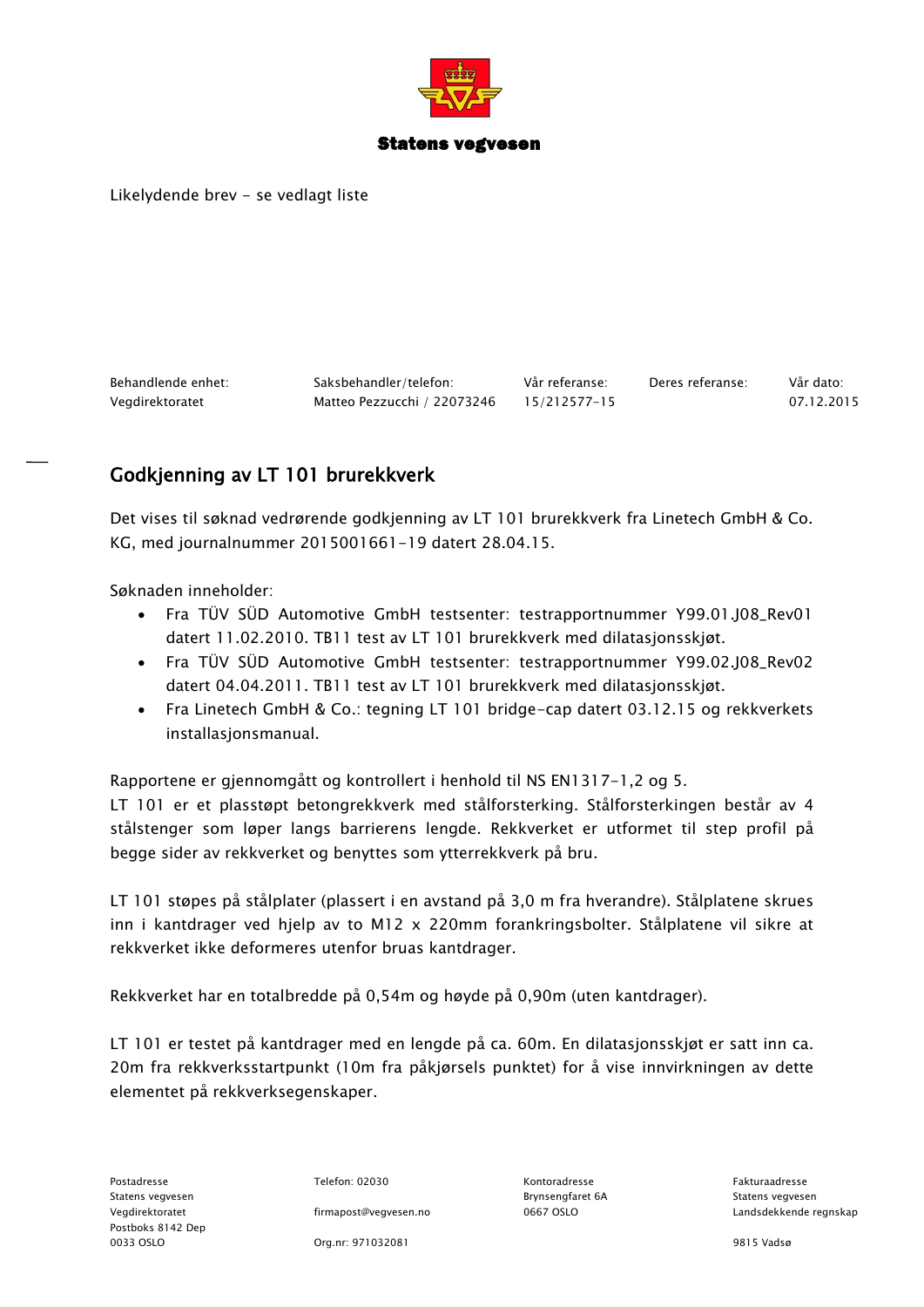Statens vegvesen

Likelydende brev - se vedlagt liste

| Behandlende enhet: | Saksbehandler/telefon: | Vår referanse: | Deres referanse: | Vår dato: |
| --- | --- | --- | --- | --- |
| Vegdirektoratet | Matteo Pezzucchi / 22073246 | 15/212577-15 | | 07.12.2015 |

# Godkjenning av LT 101 brurekkverk

Det vises til søknad vedrørende godkjenning av LT 101 brurekkverk fra Linetech GmbH & Co. KG, med journalnummer 2015001661-19 datert 28.04.15.

Søknaden inneholder:

- Fra TÜV SÜD Automotive GmbH testsenter: testrapportnummer Y99.01.J08_Rev01 datert 11.02.2010. TB11 test av LT 101 brurekkverk med dilatasjonsskjøt.
- Fra TÜV SÜD Automotive GmbH testsenter: testrapportnummer Y99.02.J08_Rev02 datert 04.04.2011. TB11 test av LT 101 brurekkverk med dilatasjonsskjøt.
- Fra Linetech GmbH & Co.: tegning LT 101 bridge-cap datert 03.12.15 og rekkverkets installasjonsmanual.

Rapportene er gjennomgått og kontrollert i henhold til NS EN1317-1,2 og 5.
LT 101 er et plasstøpt betongrekkverk med stålforsterking. Stålforsterkingen består av 4 stålstenger som løper langs barrierens lengde. Rekkverket er utformet til step profil på begge sider av rekkverket og benyttes som ytterrekkverk på bru.

LT 101 støpes på stålplater (plassert i en avstand på 3,0 m fra hverandre). Stålplatene skrues inn i kantdrager ved hjelp av to M12 x 220mm forankringsbolter. Stålplatene vil sikre at rekkverket ikke deformeres utenfor bruas kantdrager.

Rekkverket har en totalbredde på 0,54m og høyde på 0,90m (uten kantdrager).

LT 101 er testet på kantdrager med en lengde på ca. 60m. En dilatasjonsskjøt er satt inn ca. 20m fra rekkverksstartpunkt (10m fra påkjørsels punktet) for å vise innvirkningen av dette elementet på rekkverksegenskaper.

| Postadresse | Telefon: 02030 | Kontoradresse | Fakturaadresse |
| --- | --- | --- | --- |
| Statens vegvesen | | Brynsengfaret 6A | Statens vegvesen |
| Vegdirektoratet | firmapost@vegvesen.no | 0667 OSLO | Landsdekkende regnskap |
| Postboks 8142 Dep | | | |
| 0033 OSLO | Org.nr: 971032081 | | 9815 Vadsø |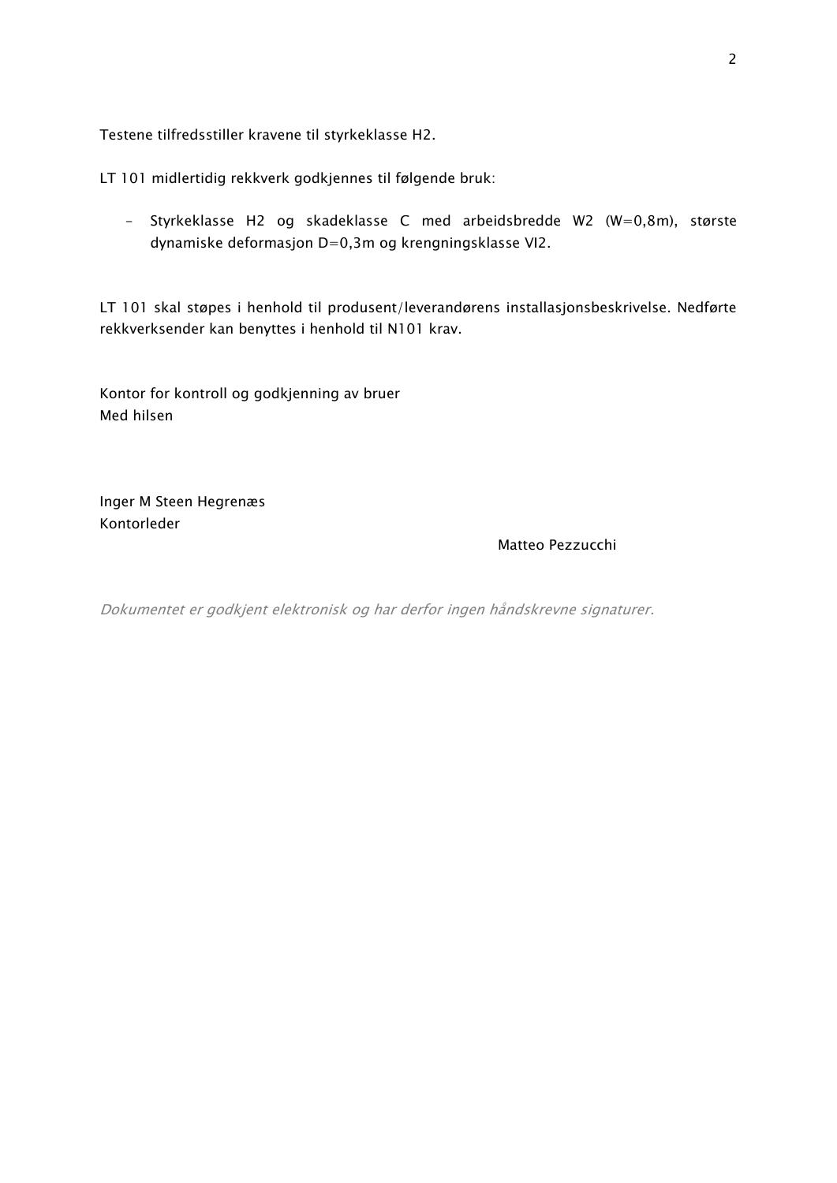Testene tilfredsstiller kravene til styrkeklasse H2.

LT 101 midlertidig rekkverk godkjennes til følgende bruk:

- Styrkeklasse H2 og skadeklasse C med arbeidsbredde W2 (W=0,8m), største dynamiske deformasjon D=0,3m og krengningsklasse VI2.

LT 101 skal støpes i henhold til produsent/leverandørens installasjonsbeskrivelse. Nedførte rekkverksender kan benyttes i henhold til N101 krav.

Kontor for kontroll og godkjenning av bruer
Med hilsen

Inger M Steen Hegrenæs
Kontorleder

Matteo Pezzucchi

*Dokumentet er godkjent elektronisk og har derfor ingen håndskrevne signaturer.*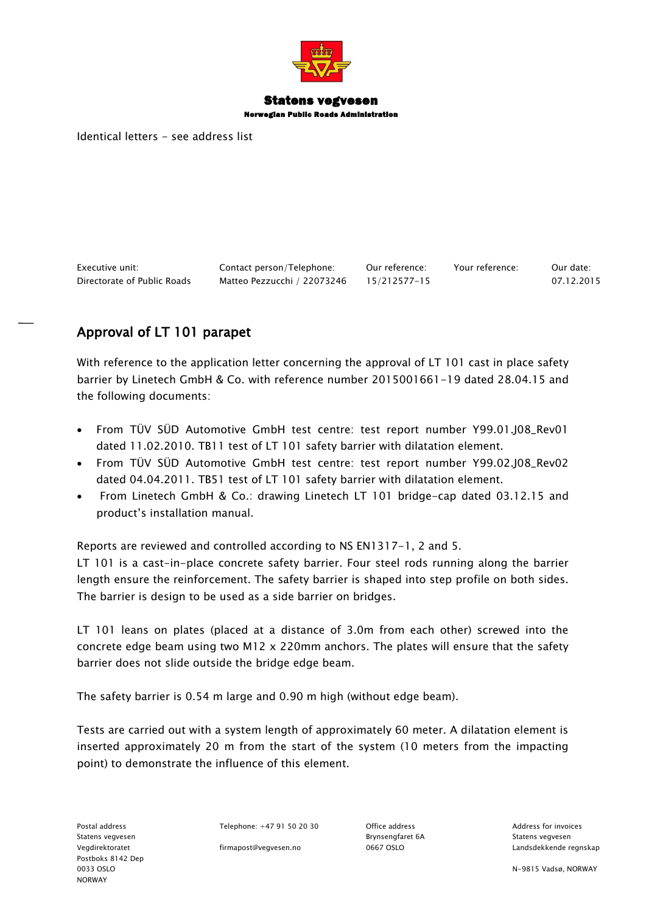**Statens vegvesen**

Norwegian Public Roads Administration

Identical letters - see address list

| Executive unit: | Contact person/Telephone: | Our reference: | Your reference: | Our date: |
|---|---|---|---|---|
| Directorate of Public Roads | Matteo Pezzucchi / 22073246 | 15/212577-15 | | 07.12.2015 |

## Approval of LT 101 parapet

With reference to the application letter concerning the approval of LT 101 cast in place safety barrier by Linetech GmbH & Co. with reference number 2015001661-19 dated 28.04.15 and the following documents:

- From TÜV SÜD Automotive GmbH test centre: test report number Y99.01.J08_Rev01 dated 11.02.2010. TB11 test of LT 101 safety barrier with dilatation element.
- From TÜV SÜD Automotive GmbH test centre: test report number Y99.02.J08_Rev02 dated 04.04.2011. TB51 test of LT 101 safety barrier with dilatation element.
- From Linetech GmbH & Co.: drawing Linetech LT 101 bridge-cap dated 03.12.15 and product's installation manual.

Reports are reviewed and controlled according to NS EN1317-1, 2 and 5.
LT 101 is a cast-in-place concrete safety barrier. Four steel rods running along the barrier length ensure the reinforcement. The safety barrier is shaped into step profile on both sides. The barrier is design to be used as a side barrier on bridges.

LT 101 leans on plates (placed at a distance of 3.0m from each other) screwed into the concrete edge beam using two M12 x 220mm anchors. The plates will ensure that the safety barrier does not slide outside the bridge edge beam.

The safety barrier is 0.54 m large and 0.90 m high (without edge beam).

Tests are carried out with a system length of approximately 60 meter. A dilatation element is inserted approximately 20 m from the start of the system (10 meters from the impacting point) to demonstrate the influence of this element.

| Postal address | Telephone: +47 91 50 20 30 | Office address | Address for invoices |
|---|---|---|---|
| Statens vegvesen | | Brynsengfaret 6A | Statens vegvesen |
| Vegdirektoratet | firmapost@vegvesen.no | 0667 OSLO | Landsdekkende regnskap |
| Postboks 8142 Dep | | | |
| 0033 OSLO | | | N-9815 Vadsø, NORWAY |
| NORWAY | | | |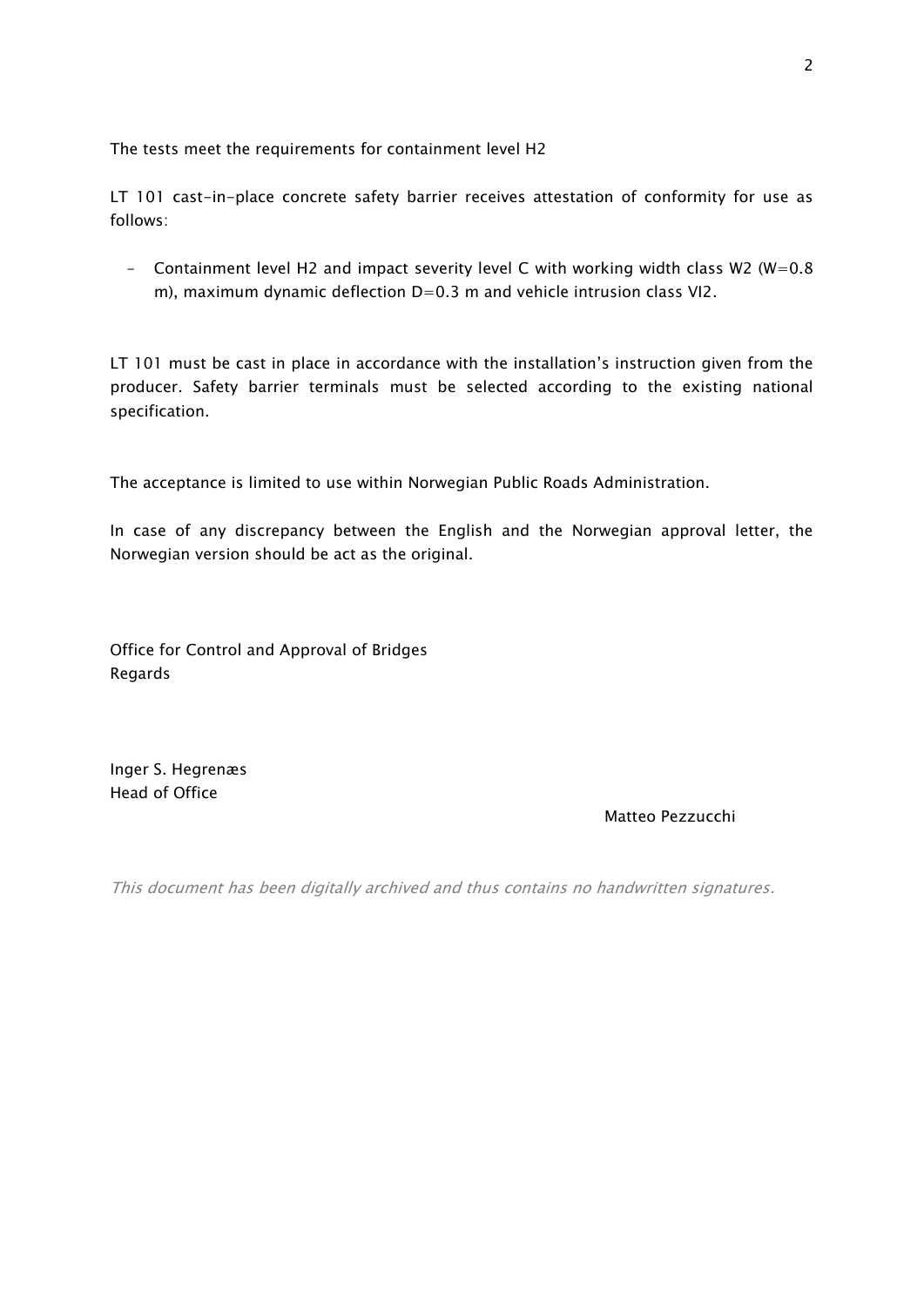The tests meet the requirements for containment level H2

LT 101 cast-in-place concrete safety barrier receives attestation of conformity for use as follows:

- Containment level H2 and impact severity level C with working width class W2 (W=0.8 m), maximum dynamic deflection D=0.3 m and vehicle intrusion class VI2.

LT 101 must be cast in place in accordance with the installation's instruction given from the producer. Safety barrier terminals must be selected according to the existing national specification.

The acceptance is limited to use within Norwegian Public Roads Administration.

In case of any discrepancy between the English and the Norwegian approval letter, the Norwegian version should be act as the original.

Office for Control and Approval of Bridges
Regards

Inger S. Hegrenæs
Head of Office

Matteo Pezzucchi

*This document has been digitally archived and thus contains no handwritten signatures.*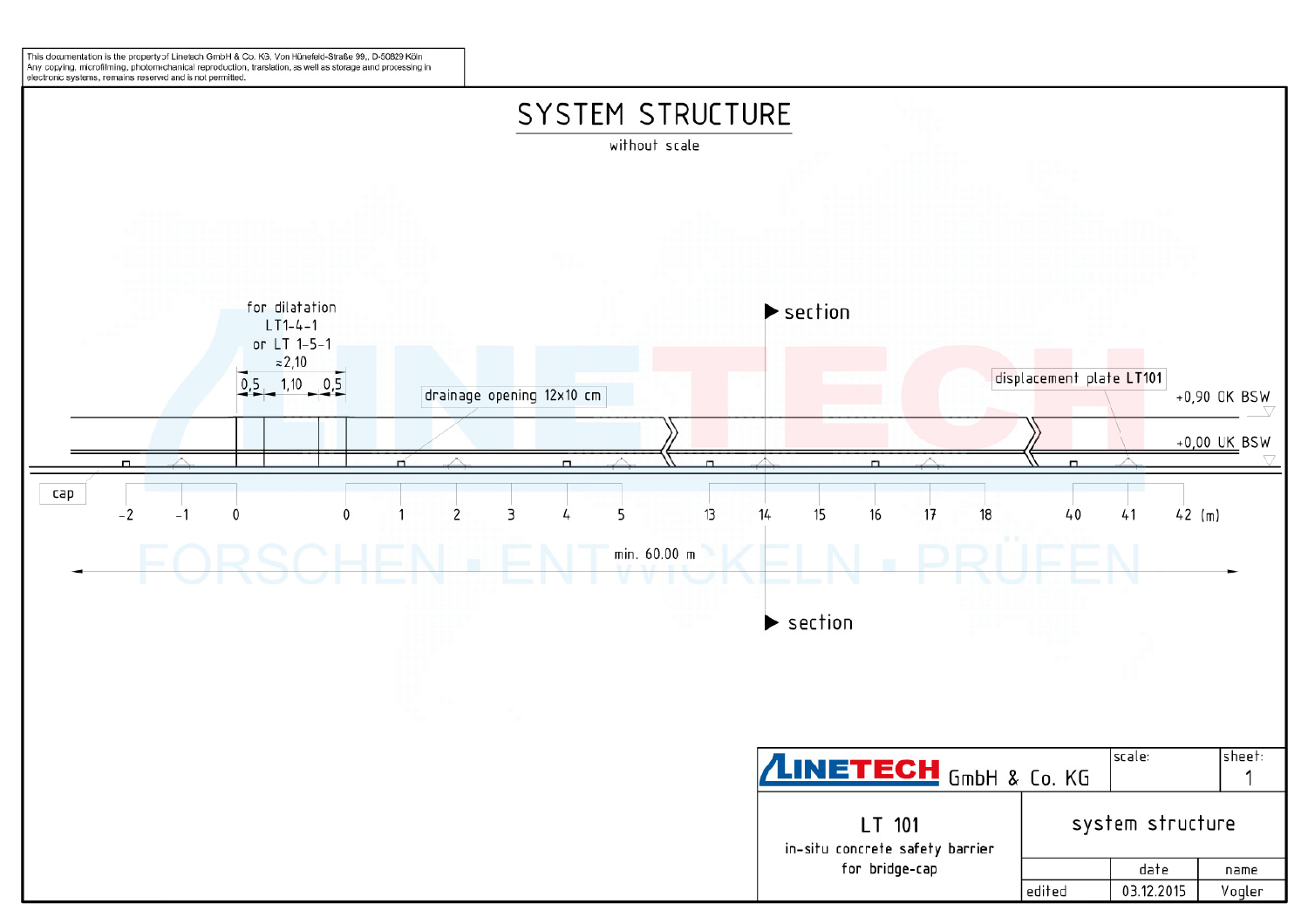This documentation is the property of Linetech GmbH & Co. KG, Von Hünefeld-Straße 99,, D-50829 Köln
Any copying, microfilming, photomechanical reproduction, translation, as well as storage and processing in electronic systems, remains reserved and is not permitted.

# SYSTEM STRUCTURE

without scale

for dilatation
LT1-4-1
or LT 1-5-1
≈2,10

0,5 | 1,10 | 0,5

drainage opening 12x10 cm

section

displacement plate **LT101**

+0,90 OK BSW

+0,00 UK BSW

cap

-2 -1 0 0 1 2 3 4 5 13 14 15 16 17 18 40 41 42 (m)

min. 60.00 m

section

| **LINETECH** GmbH & Co. KG | | scale: | sheet: 1 |
|---|---|---|---|
| LT 101<br>in-situ concrete safety barrier<br>for bridge-cap | system structure | | |
| | | date | name |
| | edited | 03.12.2015 | Vogler |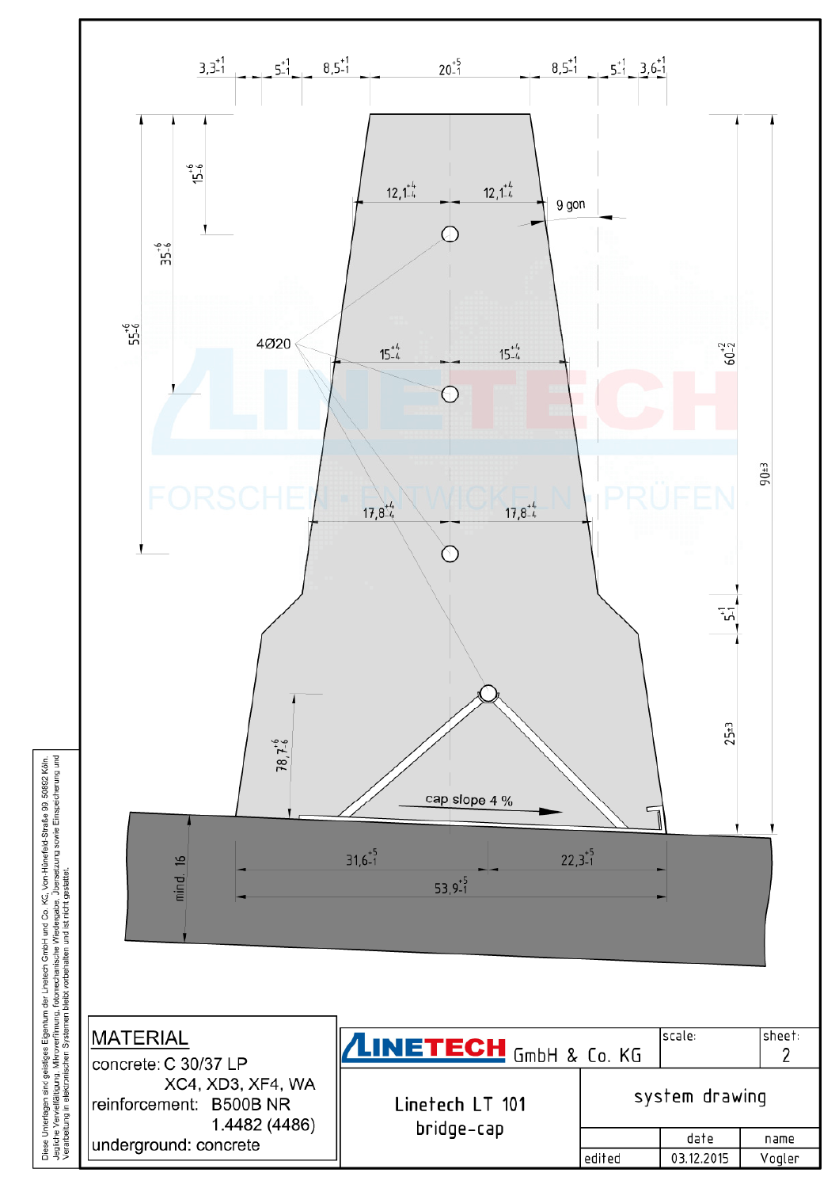3,3 $^{+1}_{-1}$

5 $^{+1}_{-1}$

8,5 $^{+1}_{-1}$

20 $^{+5}_{-1}$

8,5 $^{+1}_{-1}$

5 $^{+1}_{-1}$

3,6 $^{+1}_{-1}$

15 $^{+6}_{-6}$

35 $^{+6}_{-6}$

55 $^{+6}_{-6}$

12,1 $^{+4}_{-4}$

12,1 $^{+4}_{-4}$

9 gon

4Ø20

15 $^{+4}_{-4}$

15 $^{+4}_{-4}$

60 $^{+2}_{-2}$

90±3

17,8 $^{+4}_{-4}$

17,8 $^{+4}_{-4}$

5 $^{+1}_{-1}$

78,7 $^{+6}_{-6}$

25±3

cap slope 4 %

mind. 16

31,6 $^{+5}_{-1}$

22,3 $^{+5}_{-1}$

53,9 $^{+5}_{-1}$

Diese Unterlagen sind geistiges Eigentum der Linetech GmbH und Co. KG, Von-Hünefeld-Straße 99, 50829 Köln. Jegliche Vervielfältigung, Mikroverfilmung, fotomechanische Wiedergabe, Übersetzung sowie Einspeicherung und Verarbeitung in elektronischen Systemen bleibt vorbehalten und ist nicht gestattet.

## MATERIAL

concrete: C 30/37 LP
XC4, XD3, XF4, WA

reinforcement: B500B NR
1.4482 (4486)

underground: concrete

| | | | |
|---|---|---|---|
| LINETECH GmbH & Co. KG | | scale: | sheet: 2 |
| Linetech LT 101 bridge-cap | system drawing | | |
| | | date | name |
| | edited | 03.12.2015 | Vogler |